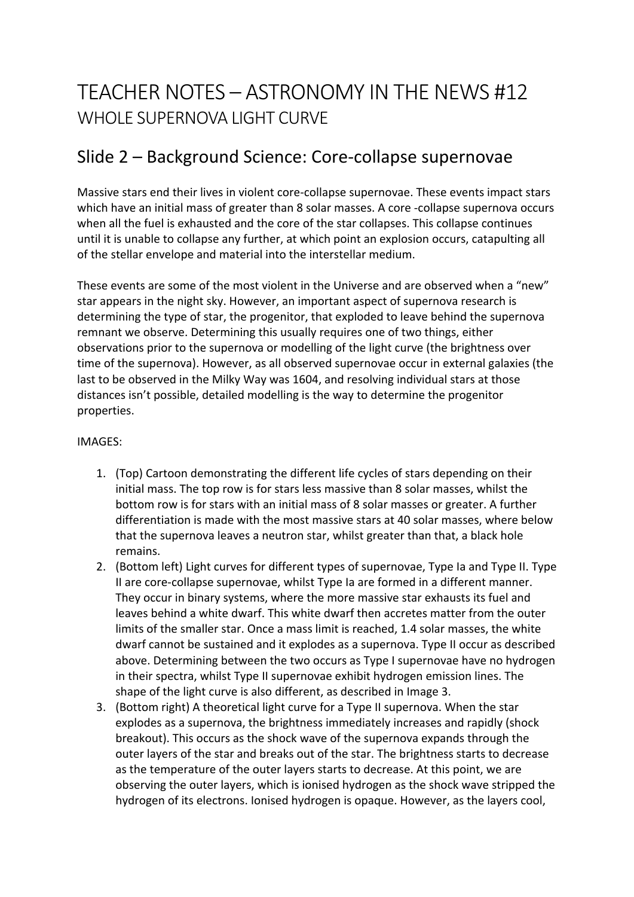# TEACHER NOTES – ASTRONOMY IN THE NEWS #12

WHOLE SUPERNOVA LIGHT CURVE

## Slide 2 – Background Science: Core-collapse supernovae

Massive stars end their lives in violent core-collapse supernovae. These events impact stars which have an initial mass of greater than 8 solar masses. A core -collapse supernova occurs when all the fuel is exhausted and the core of the star collapses. This collapse continues until it is unable to collapse any further, at which point an explosion occurs, catapulting all of the stellar envelope and material into the interstellar medium.

These events are some of the most violent in the Universe and are observed when a "new" star appears in the night sky. However, an important aspect of supernova research is determining the type of star, the progenitor, that exploded to leave behind the supernova remnant we observe. Determining this usually requires one of two things, either observations prior to the supernova or modelling of the light curve (the brightness over time of the supernova). However, as all observed supernovae occur in external galaxies (the last to be observed in the Milky Way was 1604, and resolving individual stars at those distances isn't possible, detailed modelling is the way to determine the progenitor properties.

IMAGES:

1. (Top) Cartoon demonstrating the different life cycles of stars depending on their initial mass. The top row is for stars less massive than 8 solar masses, whilst the bottom row is for stars with an initial mass of 8 solar masses or greater. A further differentiation is made with the most massive stars at 40 solar masses, where below that the supernova leaves a neutron star, whilst greater than that, a black hole remains.
2. (Bottom left) Light curves for different types of supernovae, Type Ia and Type II. Type II are core-collapse supernovae, whilst Type Ia are formed in a different manner. They occur in binary systems, where the more massive star exhausts its fuel and leaves behind a white dwarf. This white dwarf then accretes matter from the outer limits of the smaller star. Once a mass limit is reached, 1.4 solar masses, the white dwarf cannot be sustained and it explodes as a supernova. Type II occur as described above. Determining between the two occurs as Type I supernovae have no hydrogen in their spectra, whilst Type II supernovae exhibit hydrogen emission lines. The shape of the light curve is also different, as described in Image 3.
3. (Bottom right) A theoretical light curve for a Type II supernova. When the star explodes as a supernova, the brightness immediately increases and rapidly (shock breakout). This occurs as the shock wave of the supernova expands through the outer layers of the star and breaks out of the star. The brightness starts to decrease as the temperature of the outer layers starts to decrease. At this point, we are observing the outer layers, which is ionised hydrogen as the shock wave stripped the hydrogen of its electrons. Ionised hydrogen is opaque. However, as the layers cool,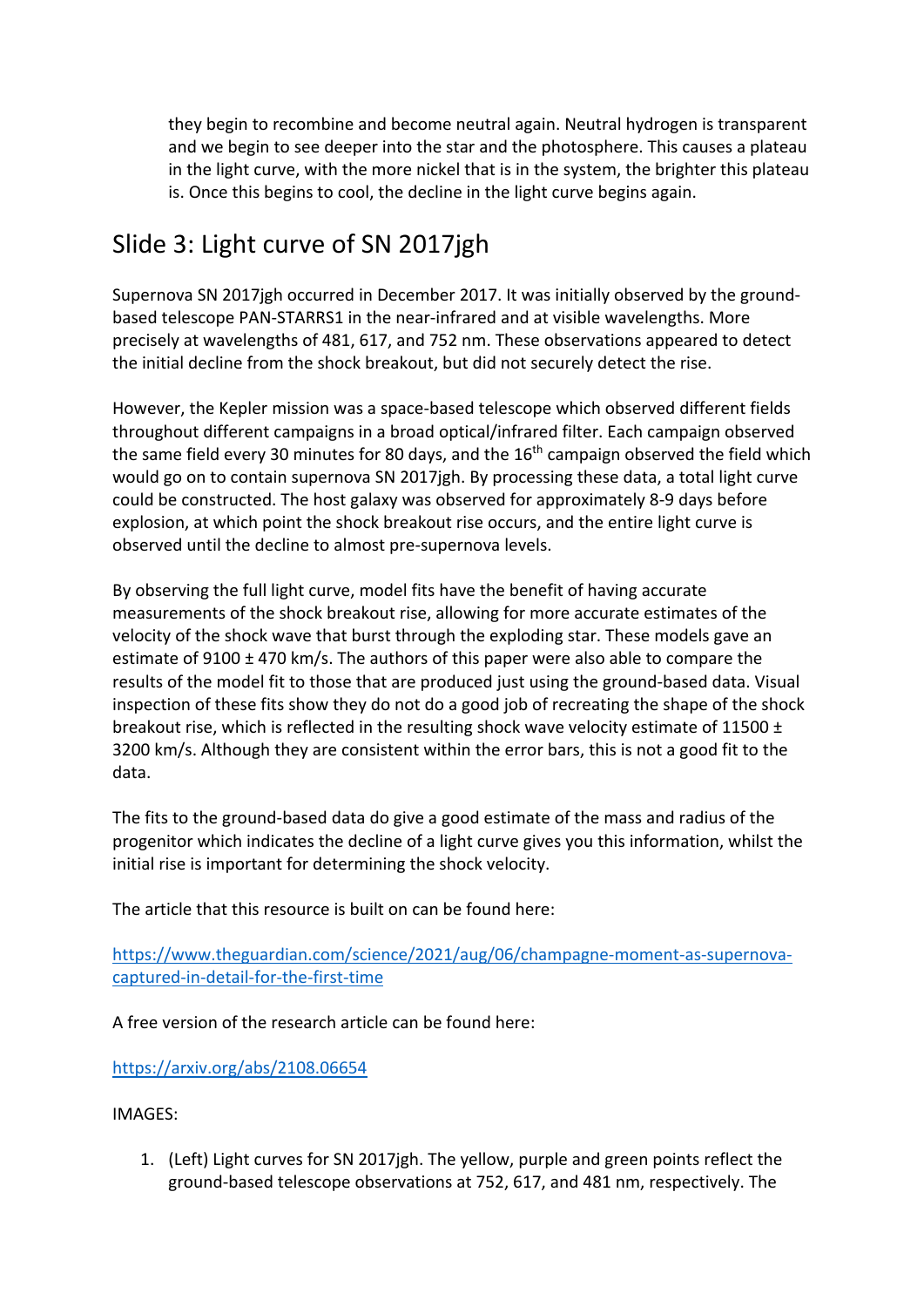they begin to recombine and become neutral again. Neutral hydrogen is transparent and we begin to see deeper into the star and the photosphere. This causes a plateau in the light curve, with the more nickel that is in the system, the brighter this plateau is. Once this begins to cool, the decline in the light curve begins again.

## Slide 3: Light curve of SN 2017jgh

Supernova SN 2017jgh occurred in December 2017. It was initially observed by the ground-based telescope PAN-STARRS1 in the near-infrared and at visible wavelengths. More precisely at wavelengths of 481, 617, and 752 nm. These observations appeared to detect the initial decline from the shock breakout, but did not securely detect the rise.

However, the Kepler mission was a space-based telescope which observed different fields throughout different campaigns in a broad optical/infrared filter. Each campaign observed the same field every 30 minutes for 80 days, and the 16th campaign observed the field which would go on to contain supernova SN 2017jgh. By processing these data, a total light curve could be constructed. The host galaxy was observed for approximately 8-9 days before explosion, at which point the shock breakout rise occurs, and the entire light curve is observed until the decline to almost pre-supernova levels.

By observing the full light curve, model fits have the benefit of having accurate measurements of the shock breakout rise, allowing for more accurate estimates of the velocity of the shock wave that burst through the exploding star. These models gave an estimate of 9100 ± 470 km/s. The authors of this paper were also able to compare the results of the model fit to those that are produced just using the ground-based data. Visual inspection of these fits show they do not do a good job of recreating the shape of the shock breakout rise, which is reflected in the resulting shock wave velocity estimate of 11500 ± 3200 km/s. Although they are consistent within the error bars, this is not a good fit to the data.

The fits to the ground-based data do give a good estimate of the mass and radius of the progenitor which indicates the decline of a light curve gives you this information, whilst the initial rise is important for determining the shock velocity.

The article that this resource is built on can be found here:

https://www.theguardian.com/science/2021/aug/06/champagne-moment-as-supernova-captured-in-detail-for-the-first-time

A free version of the research article can be found here:

https://arxiv.org/abs/2108.06654

IMAGES:

1. (Left) Light curves for SN 2017jgh. The yellow, purple and green points reflect the ground-based telescope observations at 752, 617, and 481 nm, respectively. The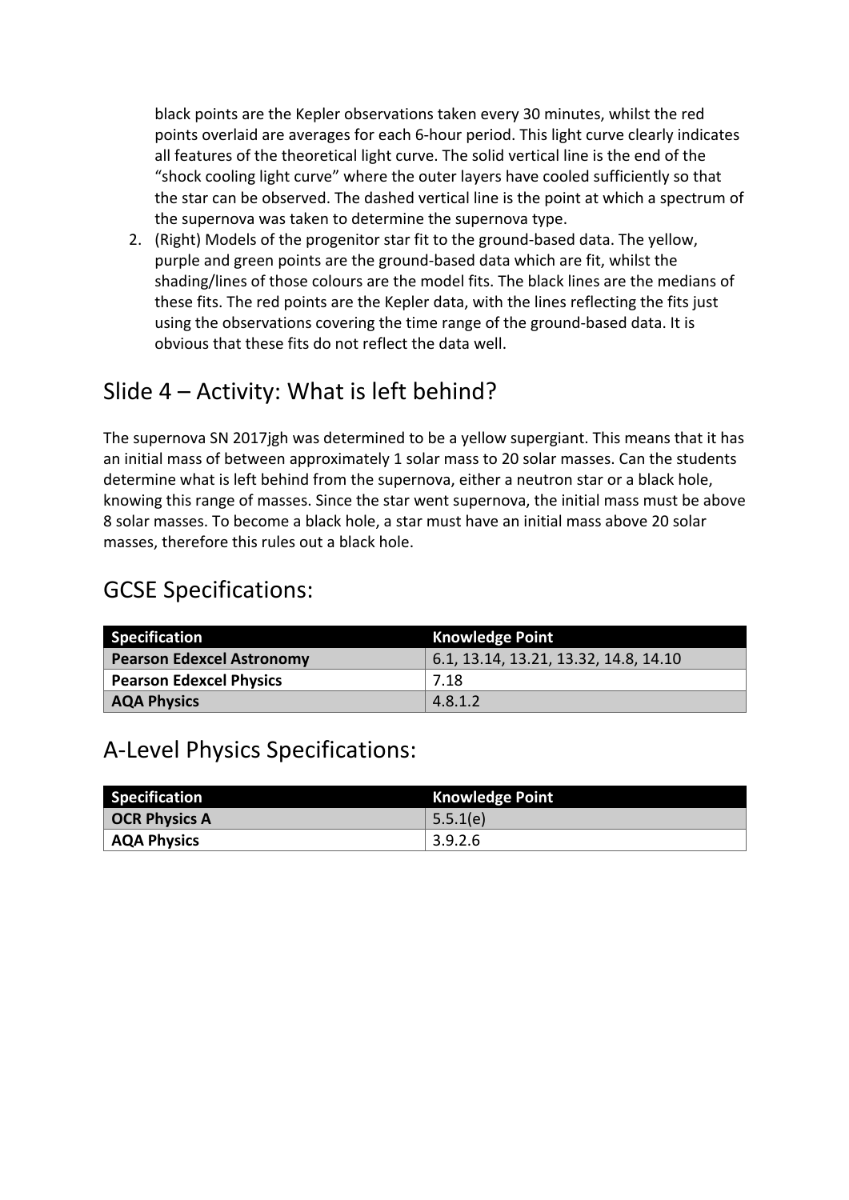black points are the Kepler observations taken every 30 minutes, whilst the red points overlaid are averages for each 6-hour period. This light curve clearly indicates all features of the theoretical light curve. The solid vertical line is the end of the "shock cooling light curve" where the outer layers have cooled sufficiently so that the star can be observed. The dashed vertical line is the point at which a spectrum of the supernova was taken to determine the supernova type.

2. (Right) Models of the progenitor star fit to the ground-based data. The yellow, purple and green points are the ground-based data which are fit, whilst the shading/lines of those colours are the model fits. The black lines are the medians of these fits. The red points are the Kepler data, with the lines reflecting the fits just using the observations covering the time range of the ground-based data. It is obvious that these fits do not reflect the data well.

## Slide 4 – Activity: What is left behind?

The supernova SN 2017jgh was determined to be a yellow supergiant. This means that it has an initial mass of between approximately 1 solar mass to 20 solar masses. Can the students determine what is left behind from the supernova, either a neutron star or a black hole, knowing this range of masses. Since the star went supernova, the initial mass must be above 8 solar masses. To become a black hole, a star must have an initial mass above 20 solar masses, therefore this rules out a black hole.

## GCSE Specifications:

| Specification | Knowledge Point |
|---|---|
| **Pearson Edexcel Astronomy** | 6.1, 13.14, 13.21, 13.32, 14.8, 14.10 |
| **Pearson Edexcel Physics** | 7.18 |
| **AQA Physics** | 4.8.1.2 |

## A-Level Physics Specifications:

| Specification | Knowledge Point |
|---|---|
| **OCR Physics A** | 5.5.1(e) |
| **AQA Physics** | 3.9.2.6 |